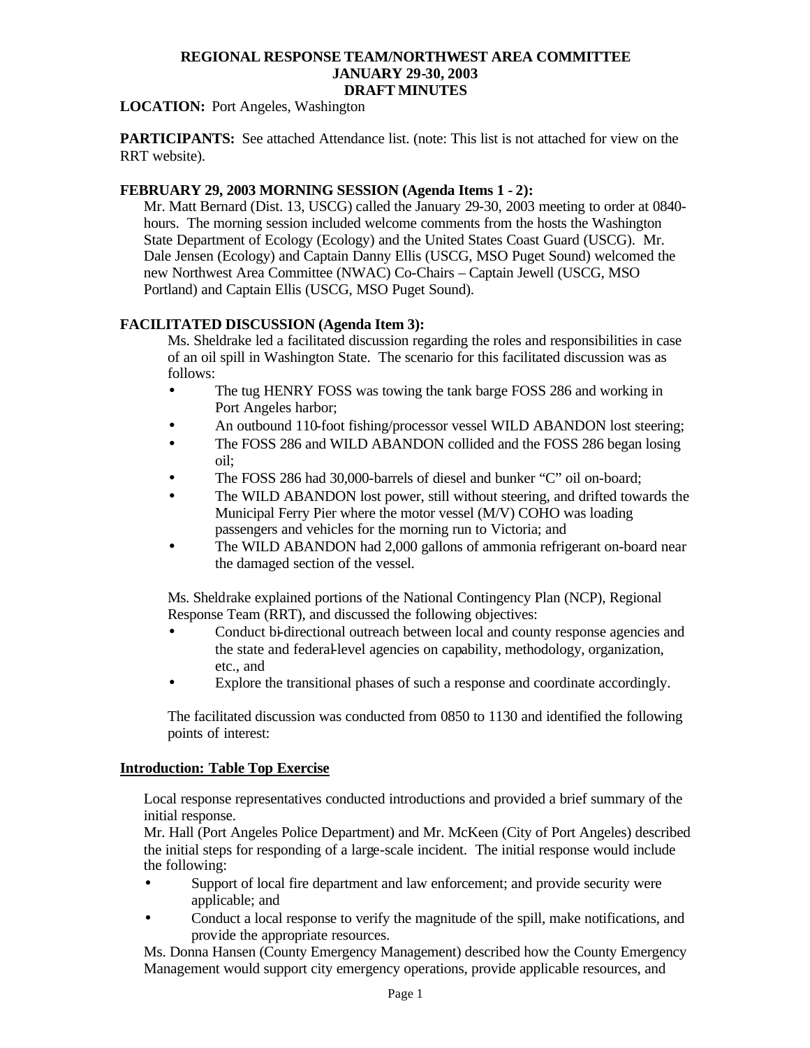# REGIONAL RESPONSE TEAM/NORTHWEST AREA COMMITTEE
# JANUARY 29-30, 2003
# DRAFT MINUTES

**LOCATION:** Port Angeles, Washington

**PARTICIPANTS:** See attached Attendance list. (note: This list is not attached for view on the RRT website).

**FEBRUARY 29, 2003 MORNING SESSION (Agenda Items 1 - 2):**

Mr. Matt Bernard (Dist. 13, USCG) called the January 29-30, 2003 meeting to order at 0840-hours. The morning session included welcome comments from the hosts the Washington State Department of Ecology (Ecology) and the United States Coast Guard (USCG). Mr. Dale Jensen (Ecology) and Captain Danny Ellis (USCG, MSO Puget Sound) welcomed the new Northwest Area Committee (NWAC) Co-Chairs – Captain Jewell (USCG, MSO Portland) and Captain Ellis (USCG, MSO Puget Sound).

**FACILITATED DISCUSSION (Agenda Item 3):**

Ms. Sheldrake led a facilitated discussion regarding the roles and responsibilities in case of an oil spill in Washington State. The scenario for this facilitated discussion was as follows:

- The tug HENRY FOSS was towing the tank barge FOSS 286 and working in Port Angeles harbor;
- An outbound 110-foot fishing/processor vessel WILD ABANDON lost steering;
- The FOSS 286 and WILD ABANDON collided and the FOSS 286 began losing oil;
- The FOSS 286 had 30,000-barrels of diesel and bunker "C" oil on-board;
- The WILD ABANDON lost power, still without steering, and drifted towards the Municipal Ferry Pier where the motor vessel (M/V) COHO was loading passengers and vehicles for the morning run to Victoria; and
- The WILD ABANDON had 2,000 gallons of ammonia refrigerant on-board near the damaged section of the vessel.

Ms. Sheldrake explained portions of the National Contingency Plan (NCP), Regional Response Team (RRT), and discussed the following objectives:

- Conduct bi-directional outreach between local and county response agencies and the state and federal-level agencies on capability, methodology, organization, etc., and
- Explore the transitional phases of such a response and coordinate accordingly.

The facilitated discussion was conducted from 0850 to 1130 and identified the following points of interest:

**<u>Introduction: Table Top Exercise</u>**

Local response representatives conducted introductions and provided a brief summary of the initial response.

Mr. Hall (Port Angeles Police Department) and Mr. McKeen (City of Port Angeles) described the initial steps for responding of a large-scale incident. The initial response would include the following:

- Support of local fire department and law enforcement; and provide security were applicable; and
- Conduct a local response to verify the magnitude of the spill, make notifications, and provide the appropriate resources.

Ms. Donna Hansen (County Emergency Management) described how the County Emergency Management would support city emergency operations, provide applicable resources, and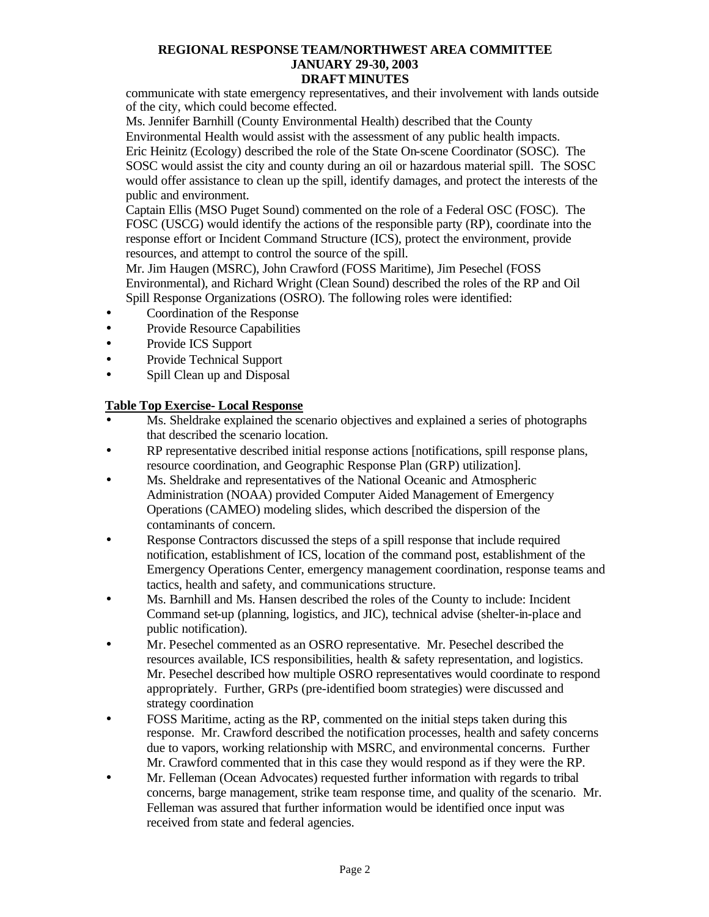communicate with state emergency representatives, and their involvement with lands outside of the city, which could become effected.

Ms. Jennifer Barnhill (County Environmental Health) described that the County Environmental Health would assist with the assessment of any public health impacts.

Eric Heinitz (Ecology) described the role of the State On-scene Coordinator (SOSC). The SOSC would assist the city and county during an oil or hazardous material spill. The SOSC would offer assistance to clean up the spill, identify damages, and protect the interests of the public and environment.

Captain Ellis (MSO Puget Sound) commented on the role of a Federal OSC (FOSC). The FOSC (USCG) would identify the actions of the responsible party (RP), coordinate into the response effort or Incident Command Structure (ICS), protect the environment, provide resources, and attempt to control the source of the spill.

Mr. Jim Haugen (MSRC), John Crawford (FOSS Maritime), Jim Pesechel (FOSS Environmental), and Richard Wright (Clean Sound) described the roles of the RP and Oil Spill Response Organizations (OSRO). The following roles were identified:

- Coordination of the Response
- Provide Resource Capabilities
- Provide ICS Support
- Provide Technical Support
- Spill Clean up and Disposal

**Table Top Exercise- Local Response**

- Ms. Sheldrake explained the scenario objectives and explained a series of photographs that described the scenario location.
- RP representative described initial response actions [notifications, spill response plans, resource coordination, and Geographic Response Plan (GRP) utilization].
- Ms. Sheldrake and representatives of the National Oceanic and Atmospheric Administration (NOAA) provided Computer Aided Management of Emergency Operations (CAMEO) modeling slides, which described the dispersion of the contaminants of concern.
- Response Contractors discussed the steps of a spill response that include required notification, establishment of ICS, location of the command post, establishment of the Emergency Operations Center, emergency management coordination, response teams and tactics, health and safety, and communications structure.
- Ms. Barnhill and Ms. Hansen described the roles of the County to include: Incident Command set-up (planning, logistics, and JIC), technical advise (shelter-in-place and public notification).
- Mr. Pesechel commented as an OSRO representative. Mr. Pesechel described the resources available, ICS responsibilities, health & safety representation, and logistics. Mr. Pesechel described how multiple OSRO representatives would coordinate to respond appropriately. Further, GRPs (pre-identified boom strategies) were discussed and strategy coordination
- FOSS Maritime, acting as the RP, commented on the initial steps taken during this response. Mr. Crawford described the notification processes, health and safety concerns due to vapors, working relationship with MSRC, and environmental concerns. Further Mr. Crawford commented that in this case they would respond as if they were the RP.
- Mr. Felleman (Ocean Advocates) requested further information with regards to tribal concerns, barge management, strike team response time, and quality of the scenario. Mr. Felleman was assured that further information would be identified once input was received from state and federal agencies.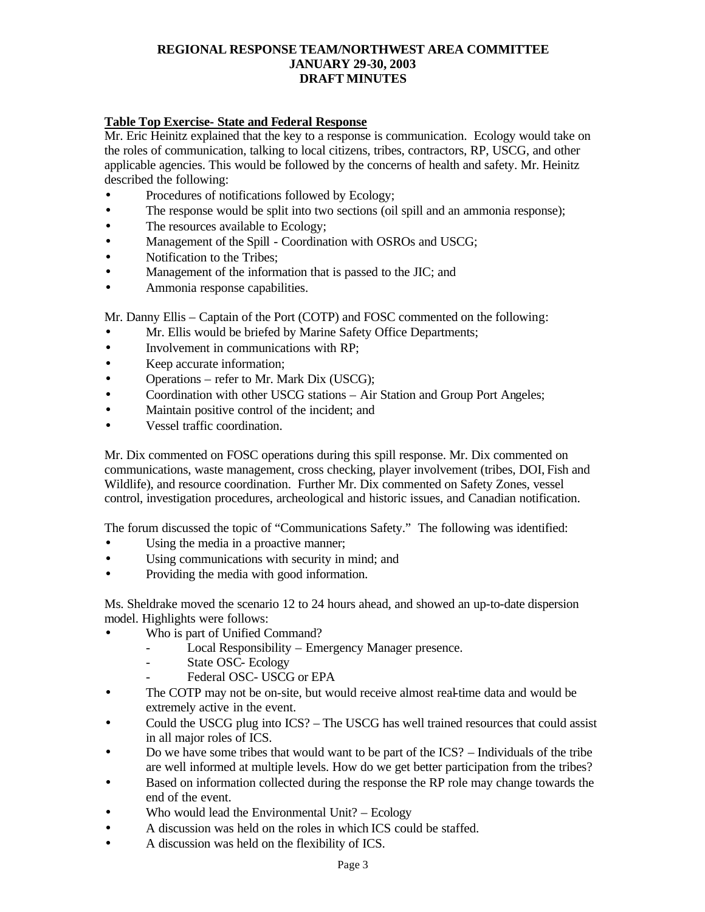**REGIONAL RESPONSE TEAM/NORTHWEST AREA COMMITTEE**
**JANUARY 29-30, 2003**
**DRAFT MINUTES**

**Table Top Exercise- State and Federal Response**

Mr. Eric Heinitz explained that the key to a response is communication. Ecology would take on the roles of communication, talking to local citizens, tribes, contractors, RP, USCG, and other applicable agencies. This would be followed by the concerns of health and safety. Mr. Heinitz described the following:

- Procedures of notifications followed by Ecology;
- The response would be split into two sections (oil spill and an ammonia response);
- The resources available to Ecology;
- Management of the Spill - Coordination with OSROs and USCG;
- Notification to the Tribes;
- Management of the information that is passed to the JIC; and
- Ammonia response capabilities.

Mr. Danny Ellis – Captain of the Port (COTP) and FOSC commented on the following:

- Mr. Ellis would be briefed by Marine Safety Office Departments;
- Involvement in communications with RP;
- Keep accurate information;
- Operations – refer to Mr. Mark Dix (USCG);
- Coordination with other USCG stations – Air Station and Group Port Angeles;
- Maintain positive control of the incident; and
- Vessel traffic coordination.

Mr. Dix commented on FOSC operations during this spill response. Mr. Dix commented on communications, waste management, cross checking, player involvement (tribes, DOI, Fish and Wildlife), and resource coordination. Further Mr. Dix commented on Safety Zones, vessel control, investigation procedures, archeological and historic issues, and Canadian notification.

The forum discussed the topic of "Communications Safety." The following was identified:

- Using the media in a proactive manner;
- Using communications with security in mind; and
- Providing the media with good information.

Ms. Sheldrake moved the scenario 12 to 24 hours ahead, and showed an up-to-date dispersion model. Highlights were follows:

- Who is part of Unified Command?
  - Local Responsibility – Emergency Manager presence.
  - State OSC- Ecology
  - Federal OSC- USCG or EPA
- The COTP may not be on-site, but would receive almost real-time data and would be extremely active in the event.
- Could the USCG plug into ICS? – The USCG has well trained resources that could assist in all major roles of ICS.
- Do we have some tribes that would want to be part of the ICS? – Individuals of the tribe are well informed at multiple levels. How do we get better participation from the tribes?
- Based on information collected during the response the RP role may change towards the end of the event.
- Who would lead the Environmental Unit? – Ecology
- A discussion was held on the roles in which ICS could be staffed.
- A discussion was held on the flexibility of ICS.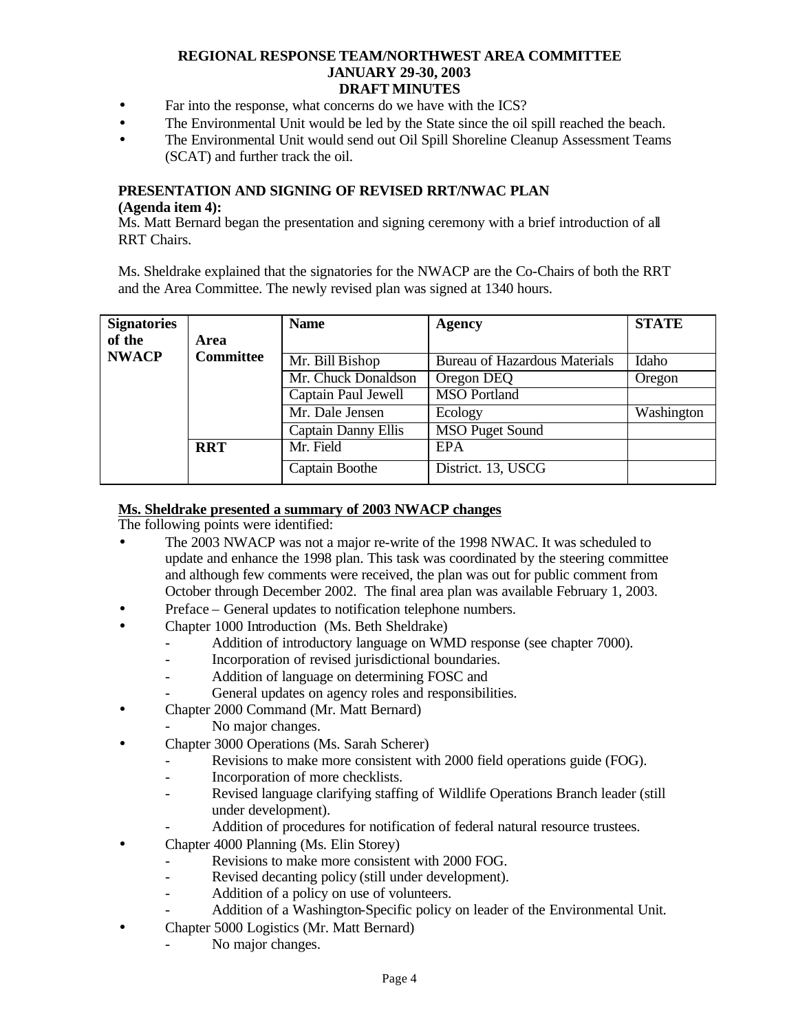- Far into the response, what concerns do we have with the ICS?
- The Environmental Unit would be led by the State since the oil spill reached the beach.
- The Environmental Unit would send out Oil Spill Shoreline Cleanup Assessment Teams (SCAT) and further track the oil.

### PRESENTATION AND SIGNING OF REVISED RRT/NWAC PLAN (Agenda item 4):

Ms. Matt Bernard began the presentation and signing ceremony with a brief introduction of all RRT Chairs.

Ms. Sheldrake explained that the signatories for the NWACP are the Co-Chairs of both the RRT and the Area Committee. The newly revised plan was signed at 1340 hours.

| Signatories of the NWACP | | Name | Agency | STATE |
|---|---|---|---|---|
| | Area Committee | Mr. Bill Bishop | Bureau of Hazardous Materials | Idaho |
| | | Mr. Chuck Donaldson | Oregon DEQ | Oregon |
| | | Captain Paul Jewell | MSO Portland | |
| | | Mr. Dale Jensen | Ecology | Washington |
| | | Captain Danny Ellis | MSO Puget Sound | |
| | RRT | Mr. Field | EPA | |
| | | Captain Boothe | District. 13, USCG | |

**Ms. Sheldrake presented a summary of 2003 NWACP changes**

The following points were identified:

- The 2003 NWACP was not a major re-write of the 1998 NWAC. It was scheduled to update and enhance the 1998 plan. This task was coordinated by the steering committee and although few comments were received, the plan was out for public comment from October through December 2002. The final area plan was available February 1, 2003.
- Preface – General updates to notification telephone numbers.
- Chapter 1000 Introduction (Ms. Beth Sheldrake)
  - Addition of introductory language on WMD response (see chapter 7000).
  - Incorporation of revised jurisdictional boundaries.
  - Addition of language on determining FOSC and
  - General updates on agency roles and responsibilities.
- Chapter 2000 Command (Mr. Matt Bernard)
  - No major changes.
- Chapter 3000 Operations (Ms. Sarah Scherer)
  - Revisions to make more consistent with 2000 field operations guide (FOG).
  - Incorporation of more checklists.
  - Revised language clarifying staffing of Wildlife Operations Branch leader (still under development).
  - Addition of procedures for notification of federal natural resource trustees.
- Chapter 4000 Planning (Ms. Elin Storey)
  - Revisions to make more consistent with 2000 FOG.
  - Revised decanting policy (still under development).
  - Addition of a policy on use of volunteers.
  - Addition of a Washington-Specific policy on leader of the Environmental Unit.
- Chapter 5000 Logistics (Mr. Matt Bernard)
  - No major changes.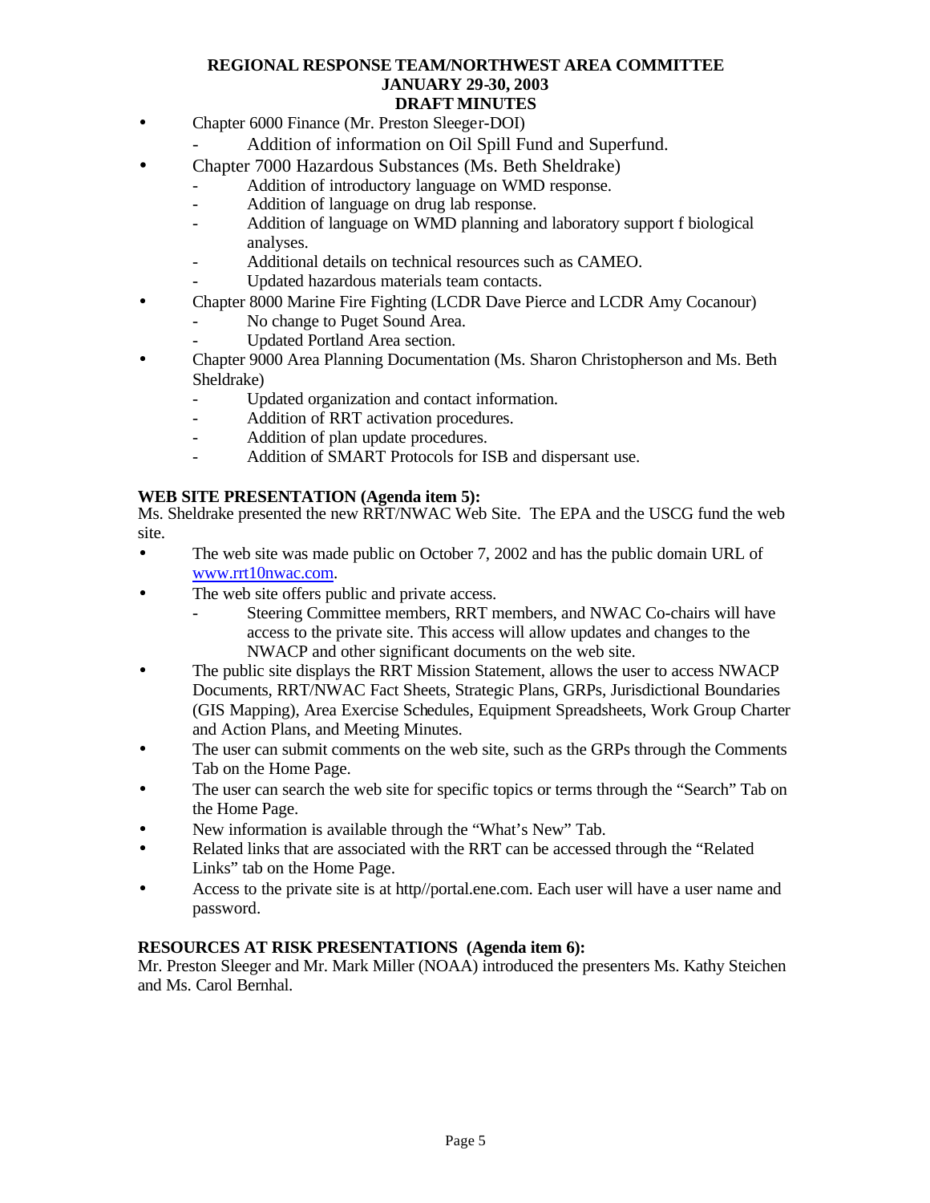- Chapter 6000 Finance (Mr. Preston Sleeger-DOI)
  - Addition of information on Oil Spill Fund and Superfund.
- Chapter 7000 Hazardous Substances (Ms. Beth Sheldrake)
  - Addition of introductory language on WMD response.
  - Addition of language on drug lab response.
  - Addition of language on WMD planning and laboratory support f biological analyses.
  - Additional details on technical resources such as CAMEO.
  - Updated hazardous materials team contacts.
- Chapter 8000 Marine Fire Fighting (LCDR Dave Pierce and LCDR Amy Cocanour)
  - No change to Puget Sound Area.
  - Updated Portland Area section.
- Chapter 9000 Area Planning Documentation (Ms. Sharon Christopherson and Ms. Beth Sheldrake)
  - Updated organization and contact information.
  - Addition of RRT activation procedures.
  - Addition of plan update procedures.
  - Addition of SMART Protocols for ISB and dispersant use.

**WEB SITE PRESENTATION (Agenda item 5):**

Ms. Sheldrake presented the new RRT/NWAC Web Site. The EPA and the USCG fund the web site.

- The web site was made public on October 7, 2002 and has the public domain URL of www.rrt10nwac.com.
- The web site offers public and private access.
  - Steering Committee members, RRT members, and NWAC Co-chairs will have access to the private site. This access will allow updates and changes to the NWACP and other significant documents on the web site.
- The public site displays the RRT Mission Statement, allows the user to access NWACP Documents, RRT/NWAC Fact Sheets, Strategic Plans, GRPs, Jurisdictional Boundaries (GIS Mapping), Area Exercise Schedules, Equipment Spreadsheets, Work Group Charter and Action Plans, and Meeting Minutes.
- The user can submit comments on the web site, such as the GRPs through the Comments Tab on the Home Page.
- The user can search the web site for specific topics or terms through the "Search" Tab on the Home Page.
- New information is available through the "What's New" Tab.
- Related links that are associated with the RRT can be accessed through the "Related Links" tab on the Home Page.
- Access to the private site is at http//portal.ene.com. Each user will have a user name and password.

**RESOURCES AT RISK PRESENTATIONS (Agenda item 6):**

Mr. Preston Sleeger and Mr. Mark Miller (NOAA) introduced the presenters Ms. Kathy Steichen and Ms. Carol Bernhal.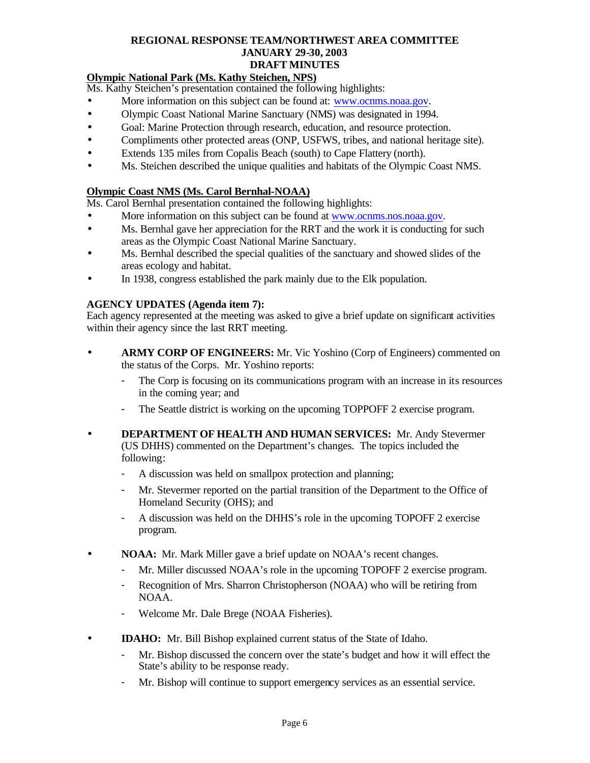**REGIONAL RESPONSE TEAM/NORTHWEST AREA COMMITTEE**
**JANUARY 29-30, 2003**
**DRAFT MINUTES**

**Olympic National Park (Ms. Kathy Steichen, NPS)**

Ms. Kathy Steichen's presentation contained the following highlights:

- More information on this subject can be found at: www.ocnms.noaa.gov.
- Olympic Coast National Marine Sanctuary (NMS) was designated in 1994.
- Goal: Marine Protection through research, education, and resource protection.
- Compliments other protected areas (ONP, USFWS, tribes, and national heritage site).
- Extends 135 miles from Copalis Beach (south) to Cape Flattery (north).
- Ms. Steichen described the unique qualities and habitats of the Olympic Coast NMS.

**Olympic Coast NMS (Ms. Carol Bernhal-NOAA)**

Ms. Carol Bernhal presentation contained the following highlights:

- More information on this subject can be found at www.ocnms.nos.noaa.gov.
- Ms. Bernhal gave her appreciation for the RRT and the work it is conducting for such areas as the Olympic Coast National Marine Sanctuary.
- Ms. Bernhal described the special qualities of the sanctuary and showed slides of the areas ecology and habitat.
- In 1938, congress established the park mainly due to the Elk population.

**AGENCY UPDATES (Agenda item 7):**

Each agency represented at the meeting was asked to give a brief update on significant activities within their agency since the last RRT meeting.

- **ARMY CORP OF ENGINEERS:** Mr. Vic Yoshino (Corp of Engineers) commented on the status of the Corps. Mr. Yoshino reports:
  - The Corp is focusing on its communications program with an increase in its resources in the coming year; and
  - The Seattle district is working on the upcoming TOPPOFF 2 exercise program.
- **DEPARTMENT OF HEALTH AND HUMAN SERVICES:** Mr. Andy Stevermer (US DHHS) commented on the Department's changes. The topics included the following:
  - A discussion was held on smallpox protection and planning;
  - Mr. Stevermer reported on the partial transition of the Department to the Office of Homeland Security (OHS); and
  - A discussion was held on the DHHS's role in the upcoming TOPOFF 2 exercise program.
- **NOAA:** Mr. Mark Miller gave a brief update on NOAA's recent changes.
  - Mr. Miller discussed NOAA's role in the upcoming TOPOFF 2 exercise program.
  - Recognition of Mrs. Sharron Christopherson (NOAA) who will be retiring from NOAA.
  - Welcome Mr. Dale Brege (NOAA Fisheries).
- **IDAHO:** Mr. Bill Bishop explained current status of the State of Idaho.
  - Mr. Bishop discussed the concern over the state's budget and how it will effect the State's ability to be response ready.
  - Mr. Bishop will continue to support emergency services as an essential service.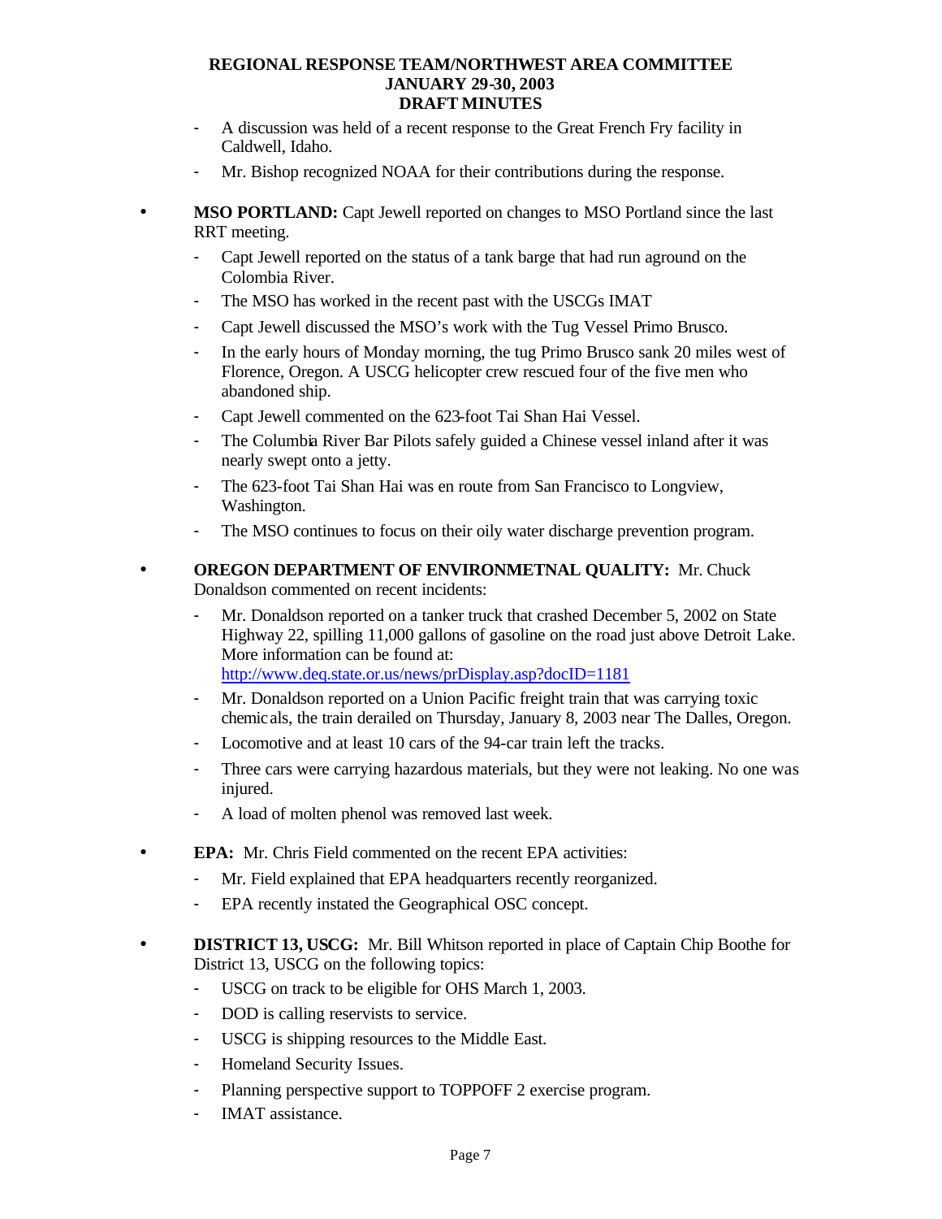- A discussion was held of a recent response to the Great French Fry facility in Caldwell, Idaho.
- Mr. Bishop recognized NOAA for their contributions during the response.

- **MSO PORTLAND:** Capt Jewell reported on changes to MSO Portland since the last RRT meeting.
  - Capt Jewell reported on the status of a tank barge that had run aground on the Colombia River.
  - The MSO has worked in the recent past with the USCGs IMAT
  - Capt Jewell discussed the MSO's work with the Tug Vessel Primo Brusco.
  - In the early hours of Monday morning, the tug Primo Brusco sank 20 miles west of Florence, Oregon. A USCG helicopter crew rescued four of the five men who abandoned ship.
  - Capt Jewell commented on the 623-foot Tai Shan Hai Vessel.
  - The Columbia River Bar Pilots safely guided a Chinese vessel inland after it was nearly swept onto a jetty.
  - The 623-foot Tai Shan Hai was en route from San Francisco to Longview, Washington.
  - The MSO continues to focus on their oily water discharge prevention program.

- **OREGON DEPARTMENT OF ENVIRONMETNAL QUALITY:** Mr. Chuck Donaldson commented on recent incidents:
  - Mr. Donaldson reported on a tanker truck that crashed December 5, 2002 on State Highway 22, spilling 11,000 gallons of gasoline on the road just above Detroit Lake. More information can be found at: http://www.deq.state.or.us/news/prDisplay.asp?docID=1181
  - Mr. Donaldson reported on a Union Pacific freight train that was carrying toxic chemicals, the train derailed on Thursday, January 8, 2003 near The Dalles, Oregon.
  - Locomotive and at least 10 cars of the 94-car train left the tracks.
  - Three cars were carrying hazardous materials, but they were not leaking. No one was injured.
  - A load of molten phenol was removed last week.

- **EPA:** Mr. Chris Field commented on the recent EPA activities:
  - Mr. Field explained that EPA headquarters recently reorganized.
  - EPA recently instated the Geographical OSC concept.

- **DISTRICT 13, USCG:** Mr. Bill Whitson reported in place of Captain Chip Boothe for District 13, USCG on the following topics:
  - USCG on track to be eligible for OHS March 1, 2003.
  - DOD is calling reservists to service.
  - USCG is shipping resources to the Middle East.
  - Homeland Security Issues.
  - Planning perspective support to TOPPOFF 2 exercise program.
  - IMAT assistance.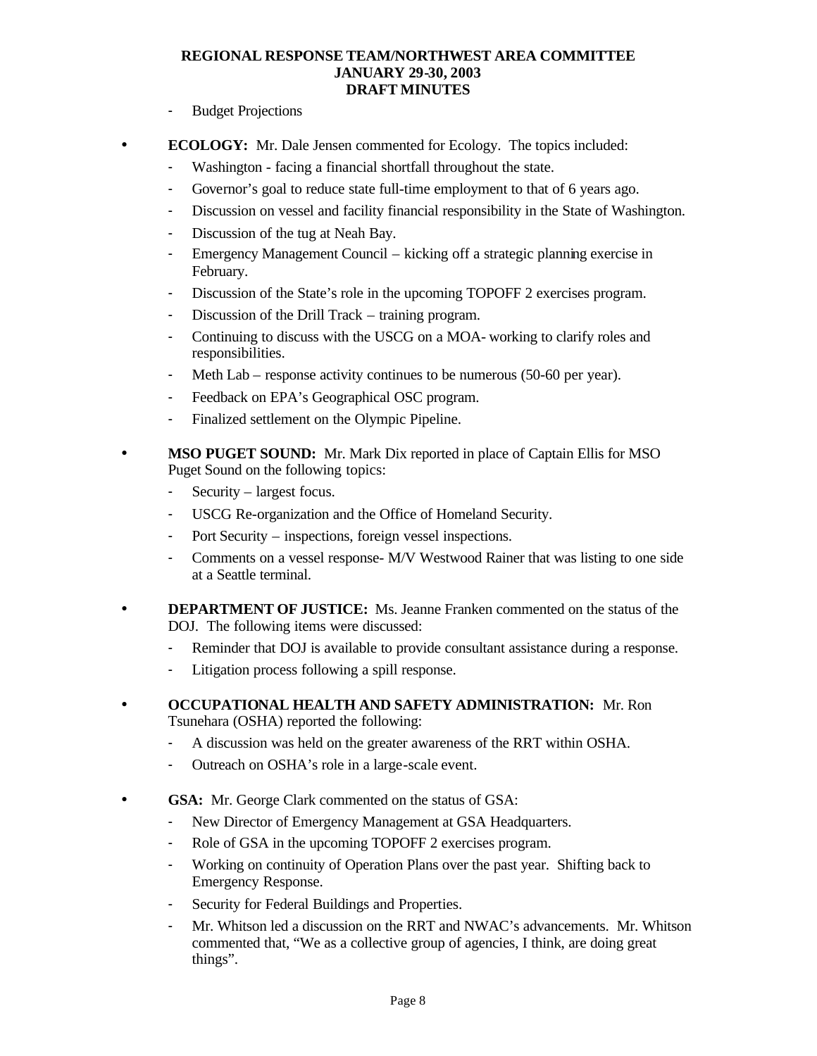- Budget Projections

- **ECOLOGY:** Mr. Dale Jensen commented for Ecology. The topics included:
  - Washington - facing a financial shortfall throughout the state.
  - Governor's goal to reduce state full-time employment to that of 6 years ago.
  - Discussion on vessel and facility financial responsibility in the State of Washington.
  - Discussion of the tug at Neah Bay.
  - Emergency Management Council – kicking off a strategic planning exercise in February.
  - Discussion of the State's role in the upcoming TOPOFF 2 exercises program.
  - Discussion of the Drill Track – training program.
  - Continuing to discuss with the USCG on a MOA- working to clarify roles and responsibilities.
  - Meth Lab – response activity continues to be numerous (50-60 per year).
  - Feedback on EPA's Geographical OSC program.
  - Finalized settlement on the Olympic Pipeline.

- **MSO PUGET SOUND:** Mr. Mark Dix reported in place of Captain Ellis for MSO Puget Sound on the following topics:
  - Security – largest focus.
  - USCG Re-organization and the Office of Homeland Security.
  - Port Security – inspections, foreign vessel inspections.
  - Comments on a vessel response- M/V Westwood Rainer that was listing to one side at a Seattle terminal.

- **DEPARTMENT OF JUSTICE:** Ms. Jeanne Franken commented on the status of the DOJ. The following items were discussed:
  - Reminder that DOJ is available to provide consultant assistance during a response.
  - Litigation process following a spill response.

- **OCCUPATIONAL HEALTH AND SAFETY ADMINISTRATION:** Mr. Ron Tsunehara (OSHA) reported the following:
  - A discussion was held on the greater awareness of the RRT within OSHA.
  - Outreach on OSHA's role in a large-scale event.

- **GSA:** Mr. George Clark commented on the status of GSA:
  - New Director of Emergency Management at GSA Headquarters.
  - Role of GSA in the upcoming TOPOFF 2 exercises program.
  - Working on continuity of Operation Plans over the past year. Shifting back to Emergency Response.
  - Security for Federal Buildings and Properties.
  - Mr. Whitson led a discussion on the RRT and NWAC's advancements. Mr. Whitson commented that, "We as a collective group of agencies, I think, are doing great things".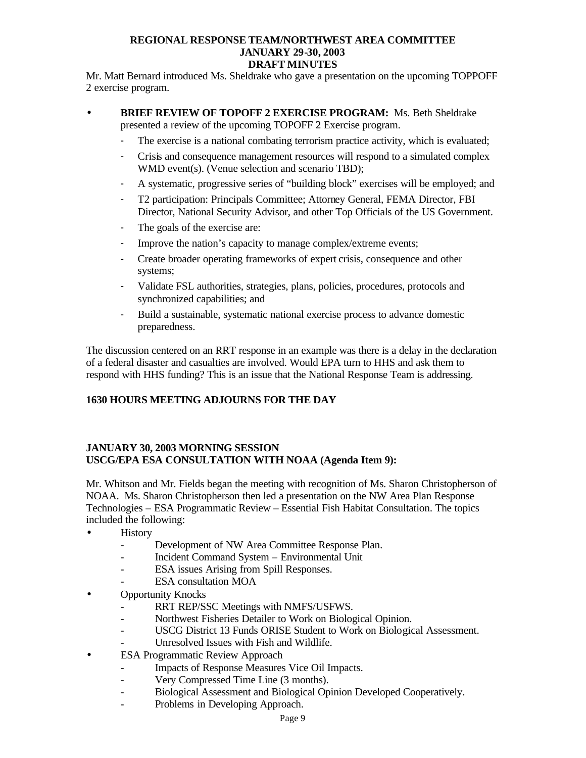Mr. Matt Bernard introduced Ms. Sheldrake who gave a presentation on the upcoming TOPPOFF 2 exercise program.

- **BRIEF REVIEW OF TOPOFF 2 EXERCISE PROGRAM:** Ms. Beth Sheldrake presented a review of the upcoming TOPOFF 2 Exercise program.
  - The exercise is a national combating terrorism practice activity, which is evaluated;
  - Crisis and consequence management resources will respond to a simulated complex WMD event(s). (Venue selection and scenario TBD);
  - A systematic, progressive series of "building block" exercises will be employed; and
  - T2 participation: Principals Committee; Attorney General, FEMA Director, FBI Director, National Security Advisor, and other Top Officials of the US Government.
  - The goals of the exercise are:
  - Improve the nation's capacity to manage complex/extreme events;
  - Create broader operating frameworks of expert crisis, consequence and other systems;
  - Validate FSL authorities, strategies, plans, policies, procedures, protocols and synchronized capabilities; and
  - Build a sustainable, systematic national exercise process to advance domestic preparedness.

The discussion centered on an RRT response in an example was there is a delay in the declaration of a federal disaster and casualties are involved. Would EPA turn to HHS and ask them to respond with HHS funding? This is an issue that the National Response Team is addressing.

**1630 HOURS MEETING ADJOURNS FOR THE DAY**

**JANUARY 30, 2003 MORNING SESSION**
**USCG/EPA ESA CONSULTATION WITH NOAA (Agenda Item 9):**

Mr. Whitson and Mr. Fields began the meeting with recognition of Ms. Sharon Christopherson of NOAA. Ms. Sharon Christopherson then led a presentation on the NW Area Plan Response Technologies – ESA Programmatic Review – Essential Fish Habitat Consultation. The topics included the following:

- History
  - Development of NW Area Committee Response Plan.
  - Incident Command System – Environmental Unit
  - ESA issues Arising from Spill Responses.
  - ESA consultation MOA
- Opportunity Knocks
  - RRT REP/SSC Meetings with NMFS/USFWS.
  - Northwest Fisheries Detailer to Work on Biological Opinion.
  - USCG District 13 Funds ORISE Student to Work on Biological Assessment.
  - Unresolved Issues with Fish and Wildlife.
- ESA Programmatic Review Approach
  - Impacts of Response Measures Vice Oil Impacts.
  - Very Compressed Time Line (3 months).
  - Biological Assessment and Biological Opinion Developed Cooperatively.
  - Problems in Developing Approach.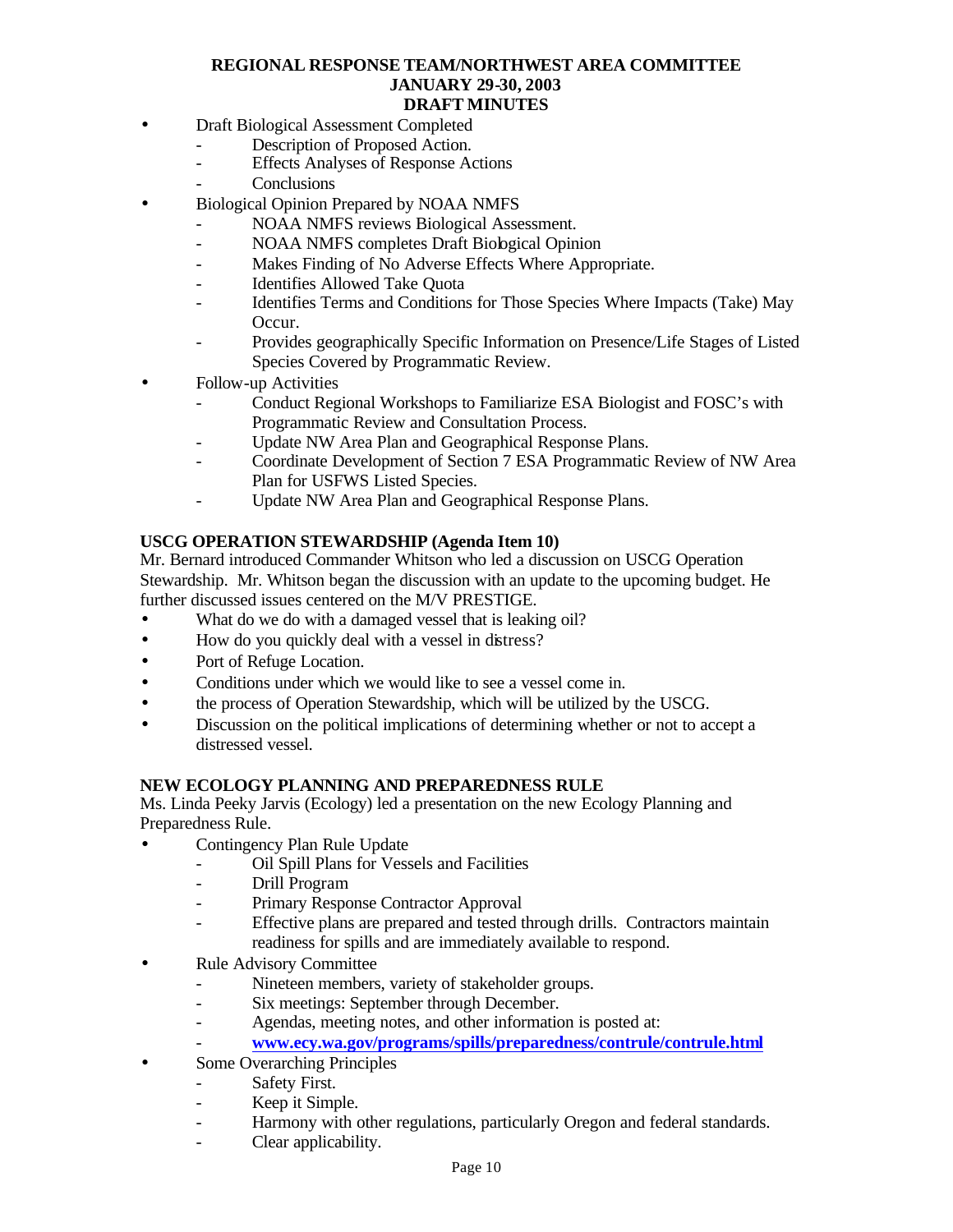- Draft Biological Assessment Completed
  - Description of Proposed Action.
  - Effects Analyses of Response Actions
  - Conclusions
- Biological Opinion Prepared by NOAA NMFS
  - NOAA NMFS reviews Biological Assessment.
  - NOAA NMFS completes Draft Biological Opinion
  - Makes Finding of No Adverse Effects Where Appropriate.
  - Identifies Allowed Take Quota
  - Identifies Terms and Conditions for Those Species Where Impacts (Take) May Occur.
  - Provides geographically Specific Information on Presence/Life Stages of Listed Species Covered by Programmatic Review.
- Follow-up Activities
  - Conduct Regional Workshops to Familiarize ESA Biologist and FOSC's with Programmatic Review and Consultation Process.
  - Update NW Area Plan and Geographical Response Plans.
  - Coordinate Development of Section 7 ESA Programmatic Review of NW Area Plan for USFWS Listed Species.
  - Update NW Area Plan and Geographical Response Plans.

**USCG OPERATION STEWARDSHIP (Agenda Item 10)**

Mr. Bernard introduced Commander Whitson who led a discussion on USCG Operation Stewardship. Mr. Whitson began the discussion with an update to the upcoming budget. He further discussed issues centered on the M/V PRESTIGE.

- What do we do with a damaged vessel that is leaking oil?
- How do you quickly deal with a vessel in distress?
- Port of Refuge Location.
- Conditions under which we would like to see a vessel come in.
- the process of Operation Stewardship, which will be utilized by the USCG.
- Discussion on the political implications of determining whether or not to accept a distressed vessel.

**NEW ECOLOGY PLANNING AND PREPAREDNESS RULE**

Ms. Linda Peeky Jarvis (Ecology) led a presentation on the new Ecology Planning and Preparedness Rule.

- Contingency Plan Rule Update
  - Oil Spill Plans for Vessels and Facilities
  - Drill Program
  - Primary Response Contractor Approval
  - Effective plans are prepared and tested through drills. Contractors maintain readiness for spills and are immediately available to respond.
- Rule Advisory Committee
  - Nineteen members, variety of stakeholder groups.
  - Six meetings: September through December.
  - Agendas, meeting notes, and other information is posted at:
  - **www.ecy.wa.gov/programs/spills/preparedness/contrule/contrule.html**
- Some Overarching Principles
  - Safety First.
  - Keep it Simple.
  - Harmony with other regulations, particularly Oregon and federal standards.
  - Clear applicability.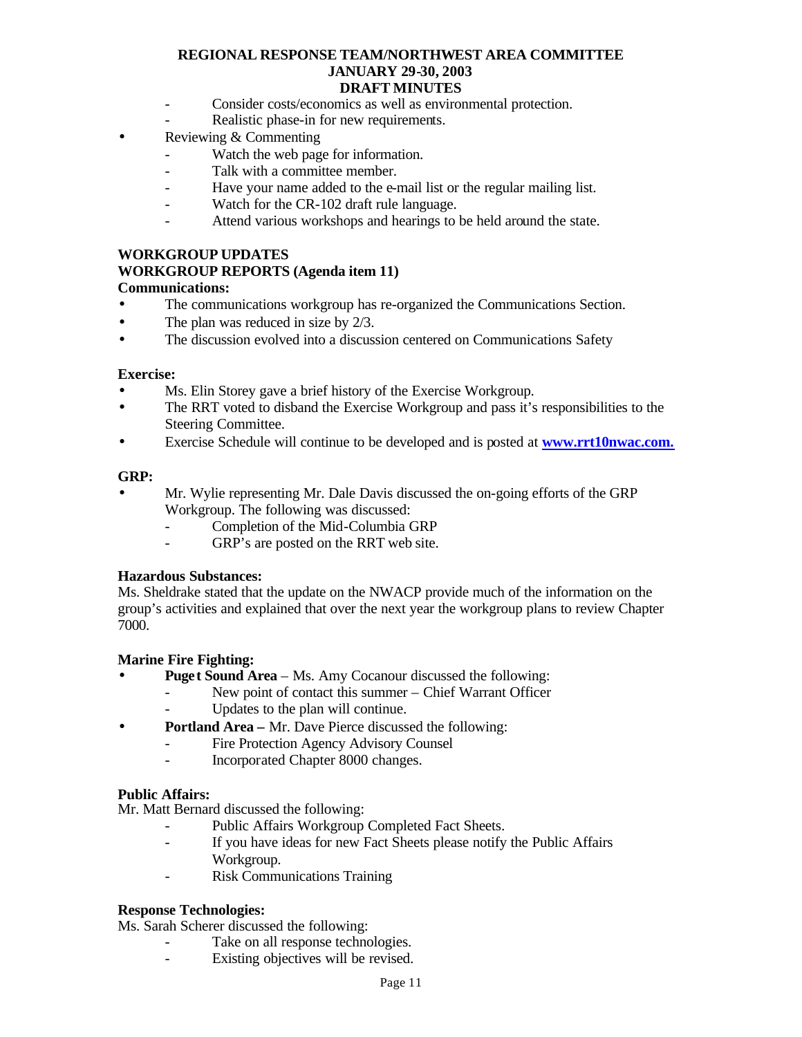- Consider costs/economics as well as environmental protection.
- Realistic phase-in for new requirements.

- Reviewing & Commenting
  - Watch the web page for information.
  - Talk with a committee member.
  - Have your name added to the e-mail list or the regular mailing list.
  - Watch for the CR-102 draft rule language.
  - Attend various workshops and hearings to be held around the state.

## WORKGROUP UPDATES

## WORKGROUP REPORTS (Agenda item 11)

### Communications:

- The communications workgroup has re-organized the Communications Section.
- The plan was reduced in size by 2/3.
- The discussion evolved into a discussion centered on Communications Safety

### Exercise:

- Ms. Elin Storey gave a brief history of the Exercise Workgroup.
- The RRT voted to disband the Exercise Workgroup and pass it's responsibilities to the Steering Committee.
- Exercise Schedule will continue to be developed and is posted at **www.rrt10nwac.com.**

### GRP:

- Mr. Wylie representing Mr. Dale Davis discussed the on-going efforts of the GRP Workgroup. The following was discussed:
  - Completion of the Mid-Columbia GRP
  - GRP's are posted on the RRT web site.

### Hazardous Substances:

Ms. Sheldrake stated that the update on the NWACP provide much of the information on the group's activities and explained that over the next year the workgroup plans to review Chapter 7000.

### Marine Fire Fighting:

- **Puget Sound Area** – Ms. Amy Cocanour discussed the following:
  - New point of contact this summer – Chief Warrant Officer
  - Updates to the plan will continue.
- **Portland Area –** Mr. Dave Pierce discussed the following:
  - Fire Protection Agency Advisory Counsel
  - Incorporated Chapter 8000 changes.

### Public Affairs:

Mr. Matt Bernard discussed the following:

- Public Affairs Workgroup Completed Fact Sheets.
- If you have ideas for new Fact Sheets please notify the Public Affairs Workgroup.
- Risk Communications Training

### Response Technologies:

Ms. Sarah Scherer discussed the following:

- Take on all response technologies.
- Existing objectives will be revised.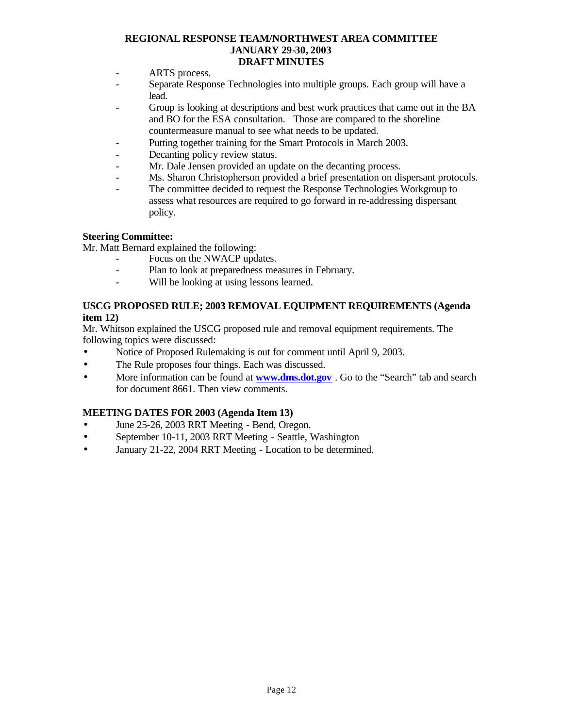- ARTS process.
- Separate Response Technologies into multiple groups. Each group will have a lead.
- Group is looking at descriptions and best work practices that came out in the BA and BO for the ESA consultation. Those are compared to the shoreline countermeasure manual to see what needs to be updated.
- Putting together training for the Smart Protocols in March 2003.
- Decanting policy review status.
- Mr. Dale Jensen provided an update on the decanting process.
- Ms. Sharon Christopherson provided a brief presentation on dispersant protocols.
- The committee decided to request the Response Technologies Workgroup to assess what resources are required to go forward in re-addressing dispersant policy.

**Steering Committee:**

Mr. Matt Bernard explained the following:

- Focus on the NWACP updates.
- Plan to look at preparedness measures in February.
- Will be looking at using lessons learned.

**USCG PROPOSED RULE; 2003 REMOVAL EQUIPMENT REQUIREMENTS (Agenda item 12)**

Mr. Whitson explained the USCG proposed rule and removal equipment requirements. The following topics were discussed:

- Notice of Proposed Rulemaking is out for comment until April 9, 2003.
- The Rule proposes four things. Each was discussed.
- More information can be found at **www.dms.dot.gov** . Go to the "Search" tab and search for document 8661. Then view comments.

**MEETING DATES FOR 2003 (Agenda Item 13)**

- June 25-26, 2003 RRT Meeting - Bend, Oregon.
- September 10-11, 2003 RRT Meeting - Seattle, Washington
- January 21-22, 2004 RRT Meeting - Location to be determined.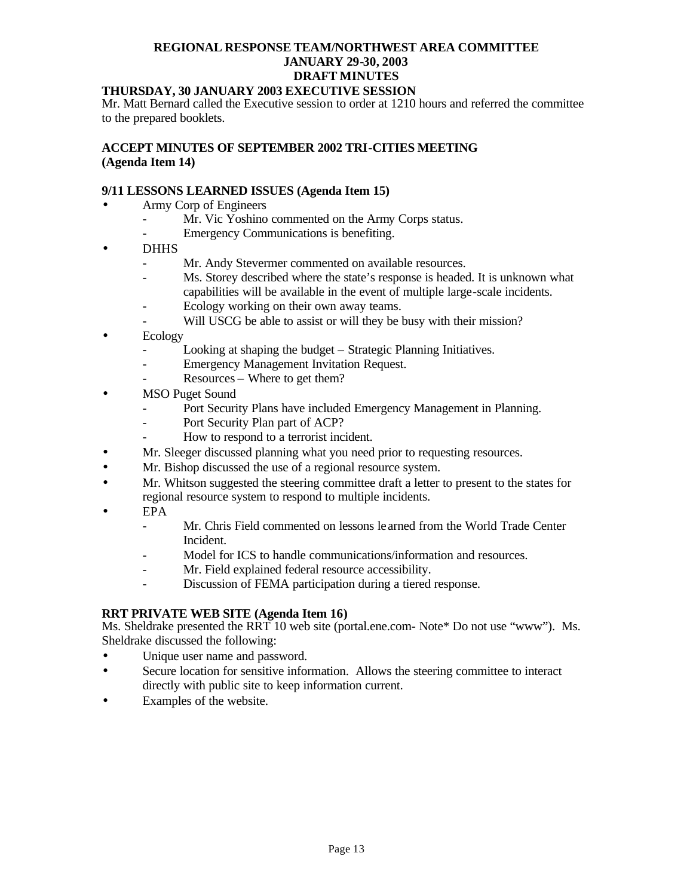**REGIONAL RESPONSE TEAM/NORTHWEST AREA COMMITTEE**
**JANUARY 29-30, 2003**
**DRAFT MINUTES**

**THURSDAY, 30 JANUARY 2003 EXECUTIVE SESSION**

Mr. Matt Bernard called the Executive session to order at 1210 hours and referred the committee to the prepared booklets.

**ACCEPT MINUTES OF SEPTEMBER 2002 TRI-CITIES MEETING (Agenda Item 14)**

**9/11 LESSONS LEARNED ISSUES (Agenda Item 15)**

- Army Corp of Engineers
  - Mr. Vic Yoshino commented on the Army Corps status.
  - Emergency Communications is benefiting.
- DHHS
  - Mr. Andy Stevermer commented on available resources.
  - Ms. Storey described where the state's response is headed. It is unknown what capabilities will be available in the event of multiple large-scale incidents.
  - Ecology working on their own away teams.
  - Will USCG be able to assist or will they be busy with their mission?
- Ecology
  - Looking at shaping the budget – Strategic Planning Initiatives.
  - Emergency Management Invitation Request.
  - Resources – Where to get them?
- MSO Puget Sound
  - Port Security Plans have included Emergency Management in Planning.
  - Port Security Plan part of ACP?
  - How to respond to a terrorist incident.
- Mr. Sleeger discussed planning what you need prior to requesting resources.
- Mr. Bishop discussed the use of a regional resource system.
- Mr. Whitson suggested the steering committee draft a letter to present to the states for regional resource system to respond to multiple incidents.
- EPA
  - Mr. Chris Field commented on lessons learned from the World Trade Center Incident.
  - Model for ICS to handle communications/information and resources.
  - Mr. Field explained federal resource accessibility.
  - Discussion of FEMA participation during a tiered response.

**RRT PRIVATE WEB SITE (Agenda Item 16)**

Ms. Sheldrake presented the RRT 10 web site (portal.ene.com- Note* Do not use "www"). Ms. Sheldrake discussed the following:

- Unique user name and password.
- Secure location for sensitive information. Allows the steering committee to interact directly with public site to keep information current.
- Examples of the website.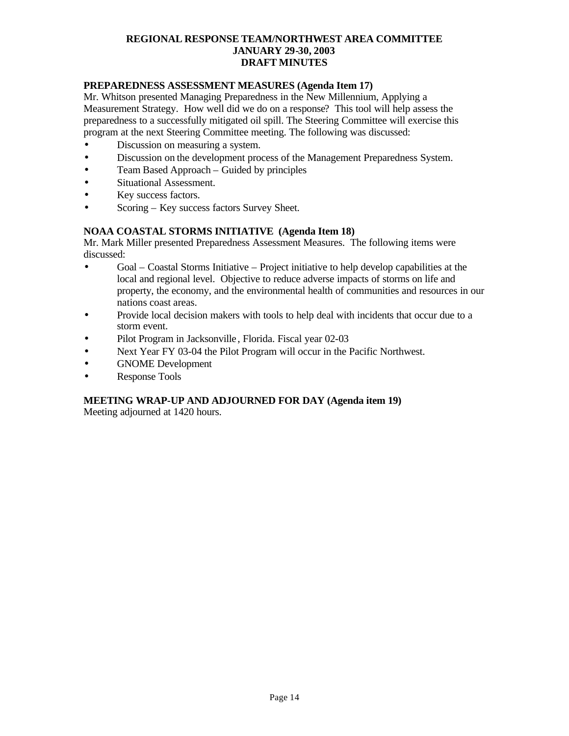**REGIONAL RESPONSE TEAM/NORTHWEST AREA COMMITTEE**
**JANUARY 29-30, 2003**
**DRAFT MINUTES**

### PREPAREDNESS ASSESSMENT MEASURES (Agenda Item 17)

Mr. Whitson presented Managing Preparedness in the New Millennium, Applying a Measurement Strategy. How well did we do on a response? This tool will help assess the preparedness to a successfully mitigated oil spill. The Steering Committee will exercise this program at the next Steering Committee meeting. The following was discussed:

- Discussion on measuring a system.
- Discussion on the development process of the Management Preparedness System.
- Team Based Approach – Guided by principles
- Situational Assessment.
- Key success factors.
- Scoring – Key success factors Survey Sheet.

### NOAA COASTAL STORMS INITIATIVE (Agenda Item 18)

Mr. Mark Miller presented Preparedness Assessment Measures. The following items were discussed:

- Goal – Coastal Storms Initiative – Project initiative to help develop capabilities at the local and regional level. Objective to reduce adverse impacts of storms on life and property, the economy, and the environmental health of communities and resources in our nations coast areas.
- Provide local decision makers with tools to help deal with incidents that occur due to a storm event.
- Pilot Program in Jacksonville, Florida. Fiscal year 02-03
- Next Year FY 03-04 the Pilot Program will occur in the Pacific Northwest.
- GNOME Development
- Response Tools

### MEETING WRAP-UP AND ADJOURNED FOR DAY (Agenda item 19)

Meeting adjourned at 1420 hours.